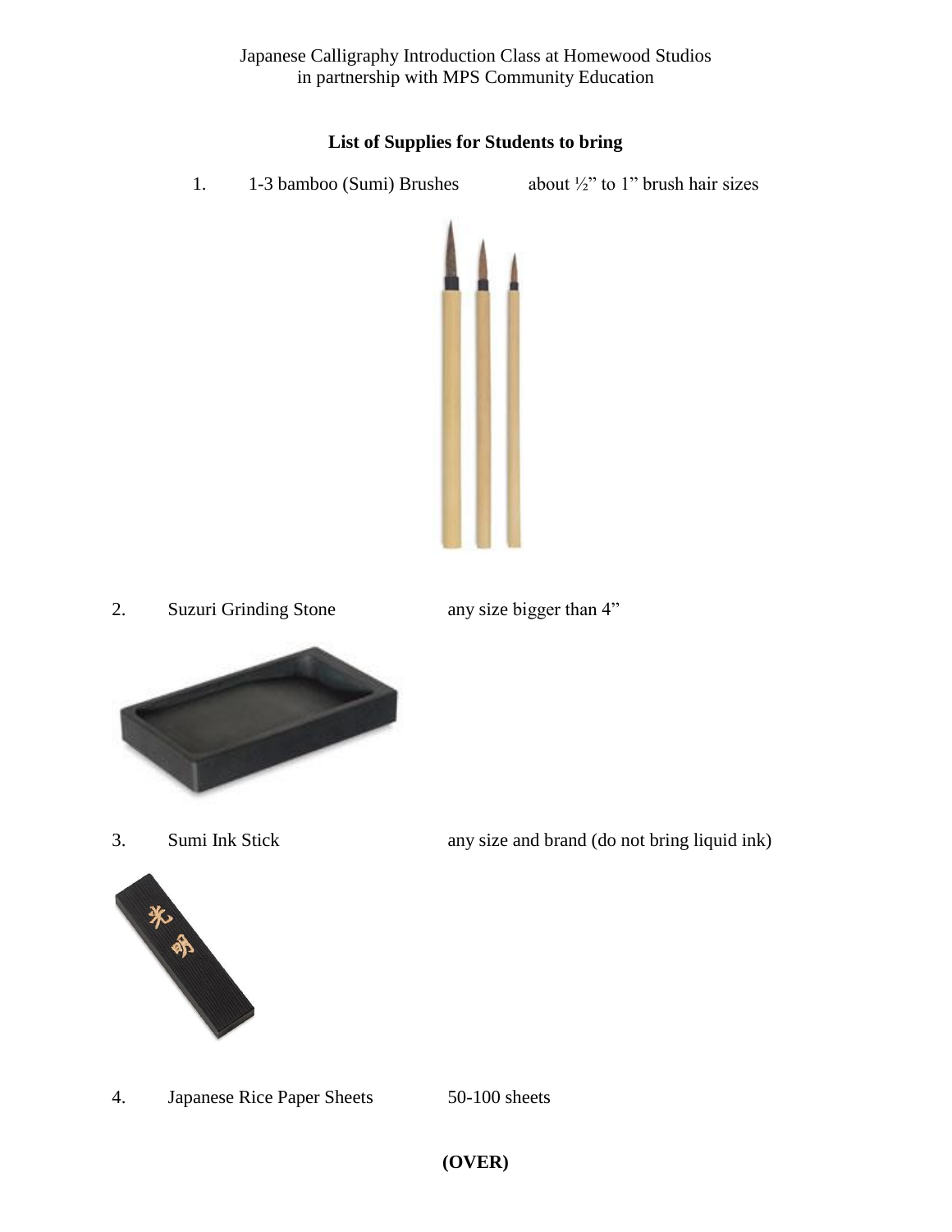Japanese Calligraphy Introduction Class at Homewood Studios
in partnership with MPS Community Education

**List of Supplies for Students to bring**

1. 1-3 bamboo (Sumi) Brushes — about ½” to 1” brush hair sizes

2. Suzuri Grinding Stone — any size bigger than 4”

3. Sumi Ink Stick — any size and brand (do not bring liquid ink)

4. Japanese Rice Paper Sheets — 50-100 sheets

**(OVER)**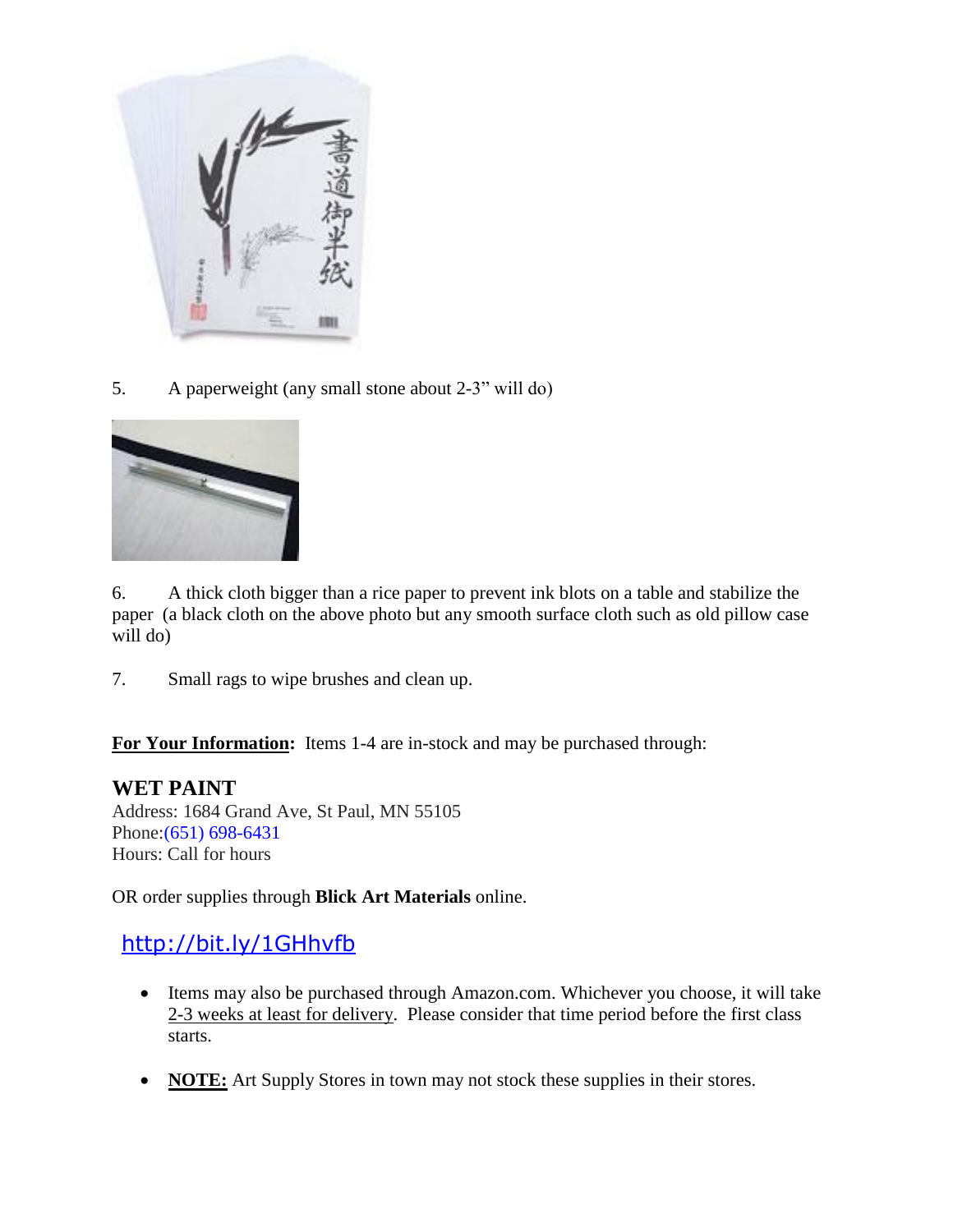5. A paperweight (any small stone about 2-3" will do)

6. A thick cloth bigger than a rice paper to prevent ink blots on a table and stabilize the paper (a black cloth on the above photo but any smooth surface cloth such as old pillow case will do)

7. Small rags to wipe brushes and clean up.

**For Your Information:** Items 1-4 are in-stock and may be purchased through:

**WET PAINT**
Address: 1684 Grand Ave, St Paul, MN 55105
Phone:(651) 698-6431
Hours: Call for hours

OR order supplies through **Blick Art Materials** online.

http://bit.ly/1GHhvfb

- Items may also be purchased through Amazon.com. Whichever you choose, it will take 2-3 weeks at least for delivery. Please consider that time period before the first class starts.

- **NOTE:** Art Supply Stores in town may not stock these supplies in their stores.